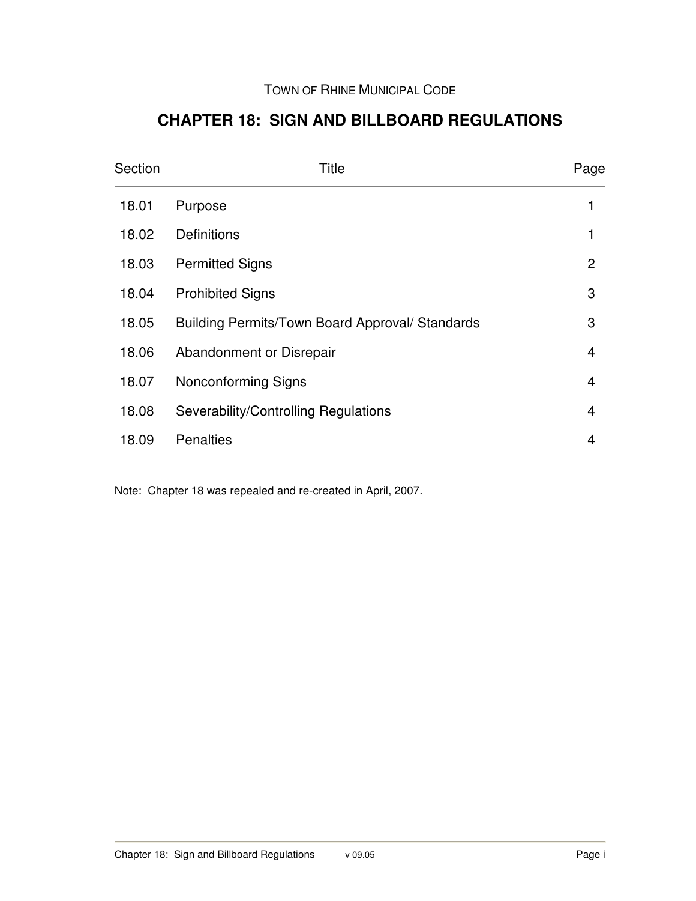TOWN OF RHINE MUNICIPAL CODE

# CHAPTER 18: SIGN AND BILLBOARD REGULATIONS

| Section | Title | Page |
|---|---|---|
| 18.01 | Purpose | 1 |
| 18.02 | Definitions | 1 |
| 18.03 | Permitted Signs | 2 |
| 18.04 | Prohibited Signs | 3 |
| 18.05 | Building Permits/Town Board Approval/ Standards | 3 |
| 18.06 | Abandonment or Disrepair | 4 |
| 18.07 | Nonconforming Signs | 4 |
| 18.08 | Severability/Controlling Regulations | 4 |
| 18.09 | Penalties | 4 |

Note: Chapter 18 was repealed and re-created in April, 2007.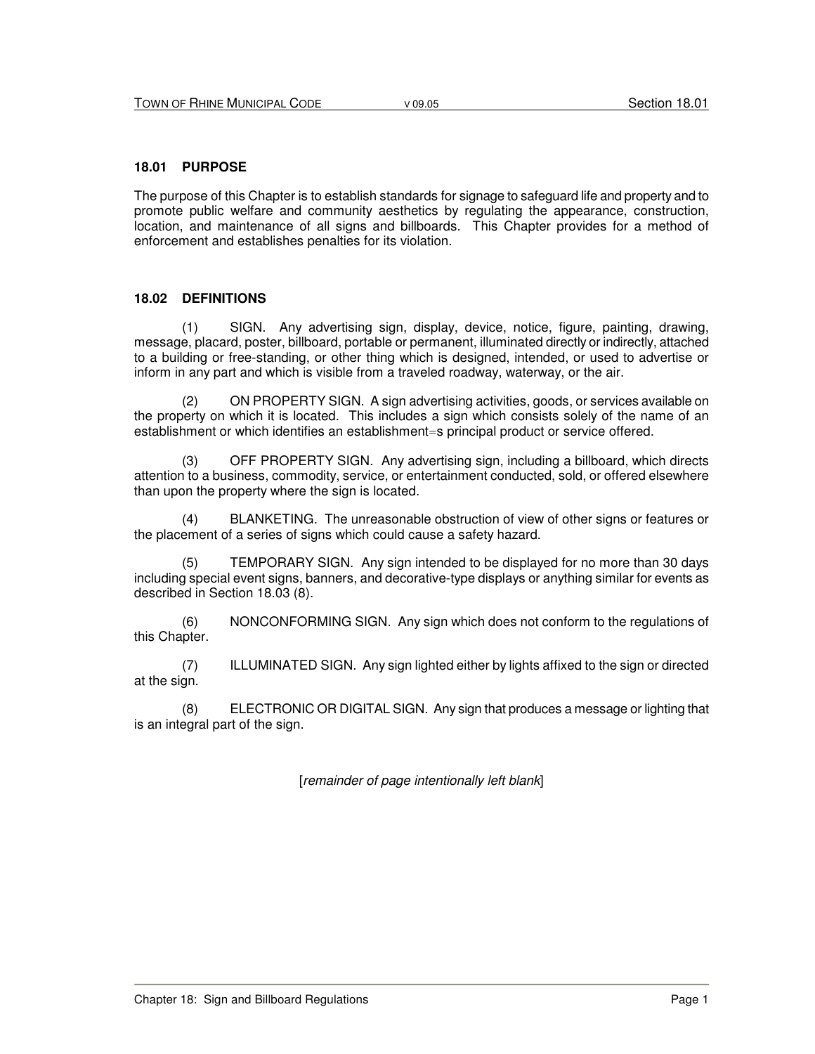## 18.01 PURPOSE

The purpose of this Chapter is to establish standards for signage to safeguard life and property and to promote public welfare and community aesthetics by regulating the appearance, construction, location, and maintenance of all signs and billboards. This Chapter provides for a method of enforcement and establishes penalties for its violation.

## 18.02 DEFINITIONS

(1) SIGN. Any advertising sign, display, device, notice, figure, painting, drawing, message, placard, poster, billboard, portable or permanent, illuminated directly or indirectly, attached to a building or free-standing, or other thing which is designed, intended, or used to advertise or inform in any part and which is visible from a traveled roadway, waterway, or the air.

(2) ON PROPERTY SIGN. A sign advertising activities, goods, or services available on the property on which it is located. This includes a sign which consists solely of the name of an establishment or which identifies an establishment=s principal product or service offered.

(3) OFF PROPERTY SIGN. Any advertising sign, including a billboard, which directs attention to a business, commodity, service, or entertainment conducted, sold, or offered elsewhere than upon the property where the sign is located.

(4) BLANKETING. The unreasonable obstruction of view of other signs or features or the placement of a series of signs which could cause a safety hazard.

(5) TEMPORARY SIGN. Any sign intended to be displayed for no more than 30 days including special event signs, banners, and decorative-type displays or anything similar for events as described in Section 18.03 (8).

(6) NONCONFORMING SIGN. Any sign which does not conform to the regulations of this Chapter.

(7) ILLUMINATED SIGN. Any sign lighted either by lights affixed to the sign or directed at the sign.

(8) ELECTRONIC OR DIGITAL SIGN. Any sign that produces a message or lighting that is an integral part of the sign.

[*remainder of page intentionally left blank*]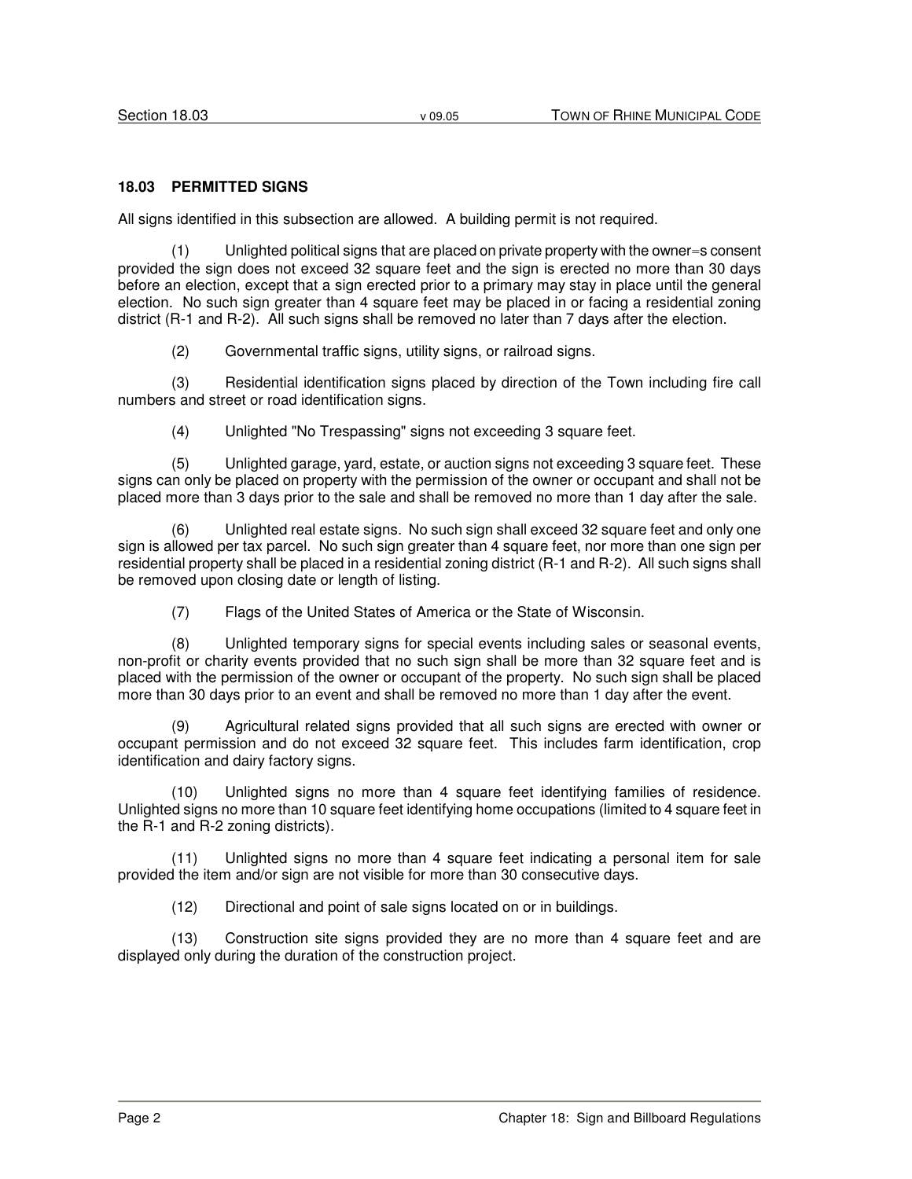## 18.03 PERMITTED SIGNS

All signs identified in this subsection are allowed. A building permit is not required.

(1) Unlighted political signs that are placed on private property with the owner=s consent provided the sign does not exceed 32 square feet and the sign is erected no more than 30 days before an election, except that a sign erected prior to a primary may stay in place until the general election. No such sign greater than 4 square feet may be placed in or facing a residential zoning district (R-1 and R-2). All such signs shall be removed no later than 7 days after the election.

(2) Governmental traffic signs, utility signs, or railroad signs.

(3) Residential identification signs placed by direction of the Town including fire call numbers and street or road identification signs.

(4) Unlighted "No Trespassing" signs not exceeding 3 square feet.

(5) Unlighted garage, yard, estate, or auction signs not exceeding 3 square feet. These signs can only be placed on property with the permission of the owner or occupant and shall not be placed more than 3 days prior to the sale and shall be removed no more than 1 day after the sale.

(6) Unlighted real estate signs. No such sign shall exceed 32 square feet and only one sign is allowed per tax parcel. No such sign greater than 4 square feet, nor more than one sign per residential property shall be placed in a residential zoning district (R-1 and R-2). All such signs shall be removed upon closing date or length of listing.

(7) Flags of the United States of America or the State of Wisconsin.

(8) Unlighted temporary signs for special events including sales or seasonal events, non-profit or charity events provided that no such sign shall be more than 32 square feet and is placed with the permission of the owner or occupant of the property. No such sign shall be placed more than 30 days prior to an event and shall be removed no more than 1 day after the event.

(9) Agricultural related signs provided that all such signs are erected with owner or occupant permission and do not exceed 32 square feet. This includes farm identification, crop identification and dairy factory signs.

(10) Unlighted signs no more than 4 square feet identifying families of residence. Unlighted signs no more than 10 square feet identifying home occupations (limited to 4 square feet in the R-1 and R-2 zoning districts).

(11) Unlighted signs no more than 4 square feet indicating a personal item for sale provided the item and/or sign are not visible for more than 30 consecutive days.

(12) Directional and point of sale signs located on or in buildings.

(13) Construction site signs provided they are no more than 4 square feet and are displayed only during the duration of the construction project.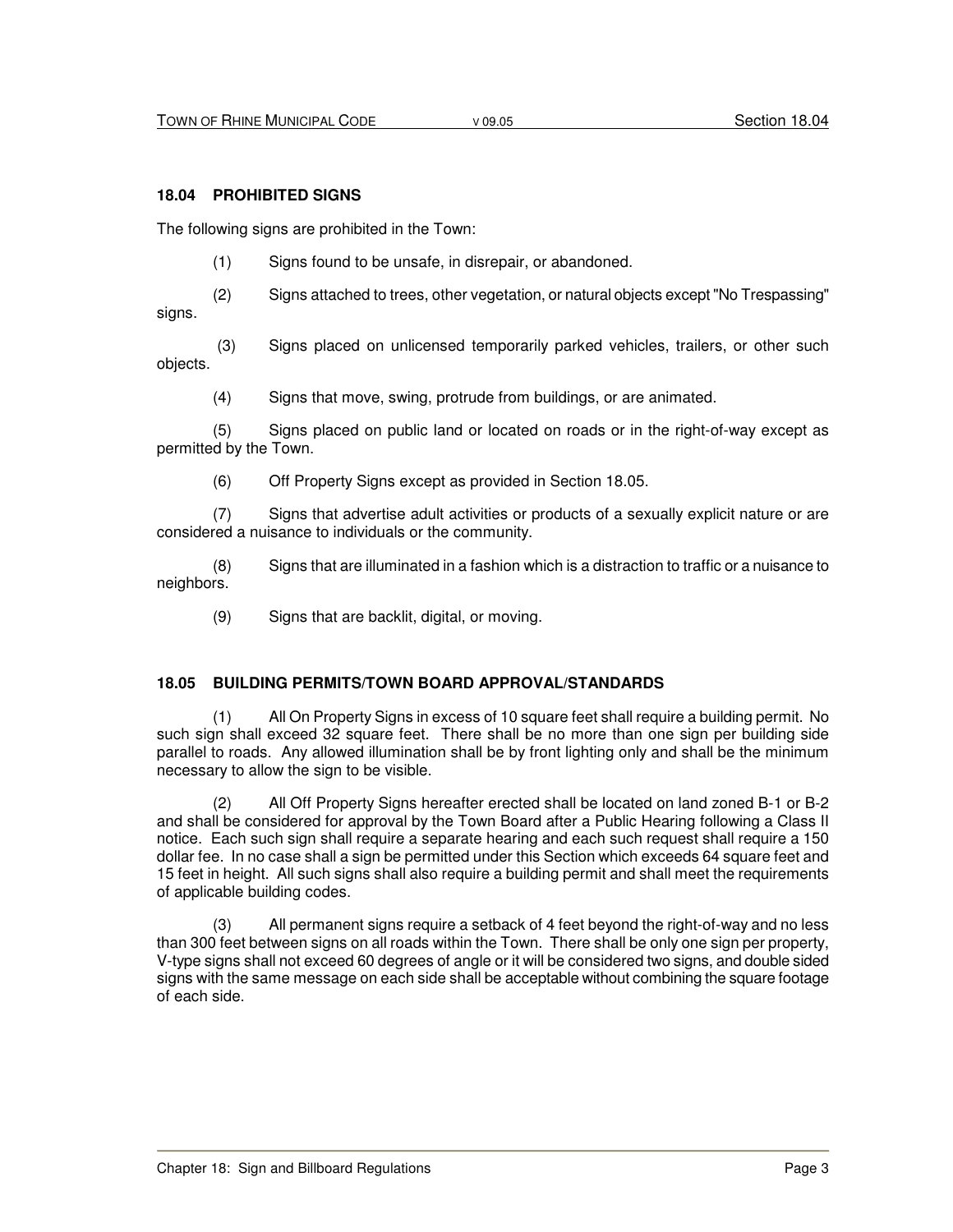## 18.04 PROHIBITED SIGNS

The following signs are prohibited in the Town:

(1) Signs found to be unsafe, in disrepair, or abandoned.

(2) Signs attached to trees, other vegetation, or natural objects except "No Trespassing" signs.

(3) Signs placed on unlicensed temporarily parked vehicles, trailers, or other such objects.

(4) Signs that move, swing, protrude from buildings, or are animated.

(5) Signs placed on public land or located on roads or in the right-of-way except as permitted by the Town.

(6) Off Property Signs except as provided in Section 18.05.

(7) Signs that advertise adult activities or products of a sexually explicit nature or are considered a nuisance to individuals or the community.

(8) Signs that are illuminated in a fashion which is a distraction to traffic or a nuisance to neighbors.

(9) Signs that are backlit, digital, or moving.

## 18.05 BUILDING PERMITS/TOWN BOARD APPROVAL/STANDARDS

(1) All On Property Signs in excess of 10 square feet shall require a building permit. No such sign shall exceed 32 square feet. There shall be no more than one sign per building side parallel to roads. Any allowed illumination shall be by front lighting only and shall be the minimum necessary to allow the sign to be visible.

(2) All Off Property Signs hereafter erected shall be located on land zoned B-1 or B-2 and shall be considered for approval by the Town Board after a Public Hearing following a Class II notice. Each such sign shall require a separate hearing and each such request shall require a 150 dollar fee. In no case shall a sign be permitted under this Section which exceeds 64 square feet and 15 feet in height. All such signs shall also require a building permit and shall meet the requirements of applicable building codes.

(3) All permanent signs require a setback of 4 feet beyond the right-of-way and no less than 300 feet between signs on all roads within the Town. There shall be only one sign per property, V-type signs shall not exceed 60 degrees of angle or it will be considered two signs, and double sided signs with the same message on each side shall be acceptable without combining the square footage of each side.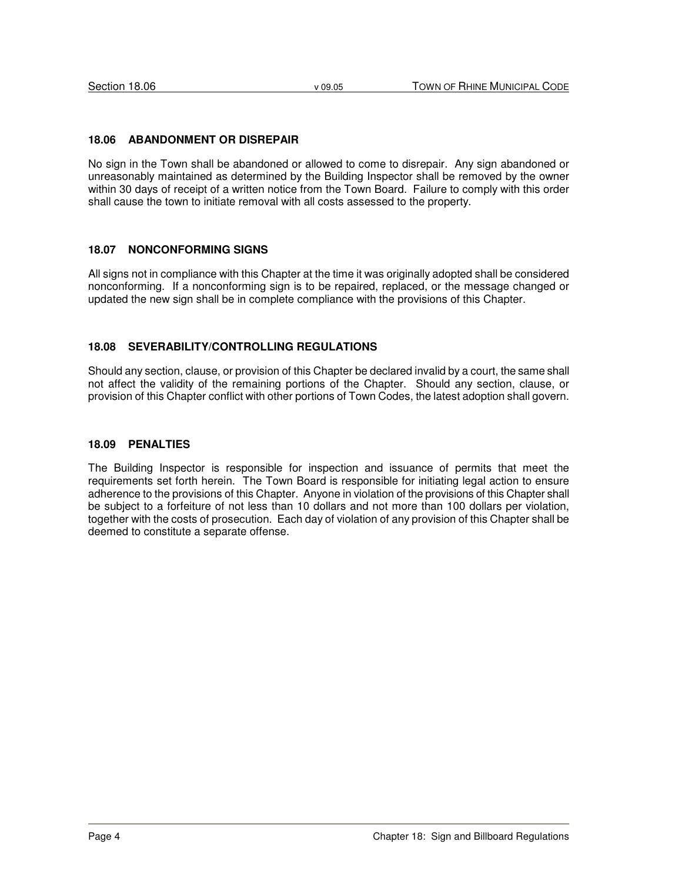### 18.06 ABANDONMENT OR DISREPAIR

No sign in the Town shall be abandoned or allowed to come to disrepair. Any sign abandoned or unreasonably maintained as determined by the Building Inspector shall be removed by the owner within 30 days of receipt of a written notice from the Town Board. Failure to comply with this order shall cause the town to initiate removal with all costs assessed to the property.

### 18.07 NONCONFORMING SIGNS

All signs not in compliance with this Chapter at the time it was originally adopted shall be considered nonconforming. If a nonconforming sign is to be repaired, replaced, or the message changed or updated the new sign shall be in complete compliance with the provisions of this Chapter.

### 18.08 SEVERABILITY/CONTROLLING REGULATIONS

Should any section, clause, or provision of this Chapter be declared invalid by a court, the same shall not affect the validity of the remaining portions of the Chapter. Should any section, clause, or provision of this Chapter conflict with other portions of Town Codes, the latest adoption shall govern.

### 18.09 PENALTIES

The Building Inspector is responsible for inspection and issuance of permits that meet the requirements set forth herein. The Town Board is responsible for initiating legal action to ensure adherence to the provisions of this Chapter. Anyone in violation of the provisions of this Chapter shall be subject to a forfeiture of not less than 10 dollars and not more than 100 dollars per violation, together with the costs of prosecution. Each day of violation of any provision of this Chapter shall be deemed to constitute a separate offense.